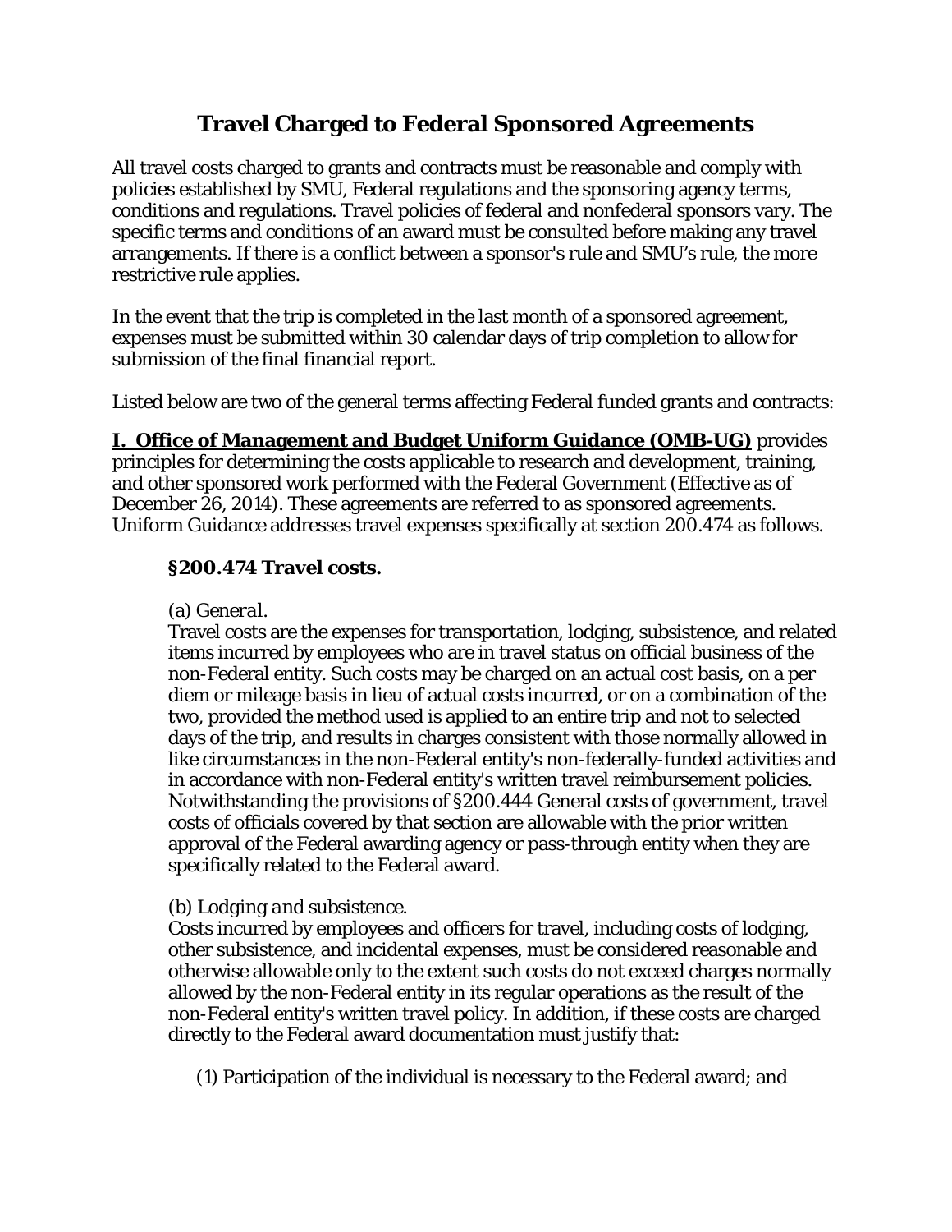# Travel Charged to Federal Sponsored Agreements

All travel costs charged to grants and contracts must be reasonable and comply with policies established by SMU, Federal regulations and the sponsoring agency terms, conditions and regulations. Travel policies of federal and nonfederal sponsors vary. The specific terms and conditions of an award must be consulted before making any travel arrangements. If there is a conflict between a sponsor's rule and SMU's rule, the more restrictive rule applies.

In the event that the trip is completed in the last month of a sponsored agreement, expenses must be submitted within 30 calendar days of trip completion to allow for submission of the final financial report.

Listed below are two of the general terms affecting Federal funded grants and contracts:

**I. Office of Management and Budget Uniform Guidance (OMB-UG)** provides principles for determining the costs applicable to research and development, training, and other sponsored work performed with the Federal Government (Effective as of December 26, 2014). These agreements are referred to as sponsored agreements. Uniform Guidance addresses travel expenses specifically at section 200.474 as follows.

**§200.474 Travel costs.**

(a) *General.*
Travel costs are the expenses for transportation, lodging, subsistence, and related items incurred by employees who are in travel status on official business of the non-Federal entity. Such costs may be charged on an actual cost basis, on a per diem or mileage basis in lieu of actual costs incurred, or on a combination of the two, provided the method used is applied to an entire trip and not to selected days of the trip, and results in charges consistent with those normally allowed in like circumstances in the non-Federal entity's non-federally-funded activities and in accordance with non-Federal entity's written travel reimbursement policies. Notwithstanding the provisions of §200.444 General costs of government, travel costs of officials covered by that section are allowable with the prior written approval of the Federal awarding agency or pass-through entity when they are specifically related to the Federal award.

(b) *Lodging and subsistence.*
Costs incurred by employees and officers for travel, including costs of lodging, other subsistence, and incidental expenses, must be considered reasonable and otherwise allowable only to the extent such costs do not exceed charges normally allowed by the non-Federal entity in its regular operations as the result of the non-Federal entity's written travel policy. In addition, if these costs are charged directly to the Federal award documentation must justify that:

(1) Participation of the individual is necessary to the Federal award; and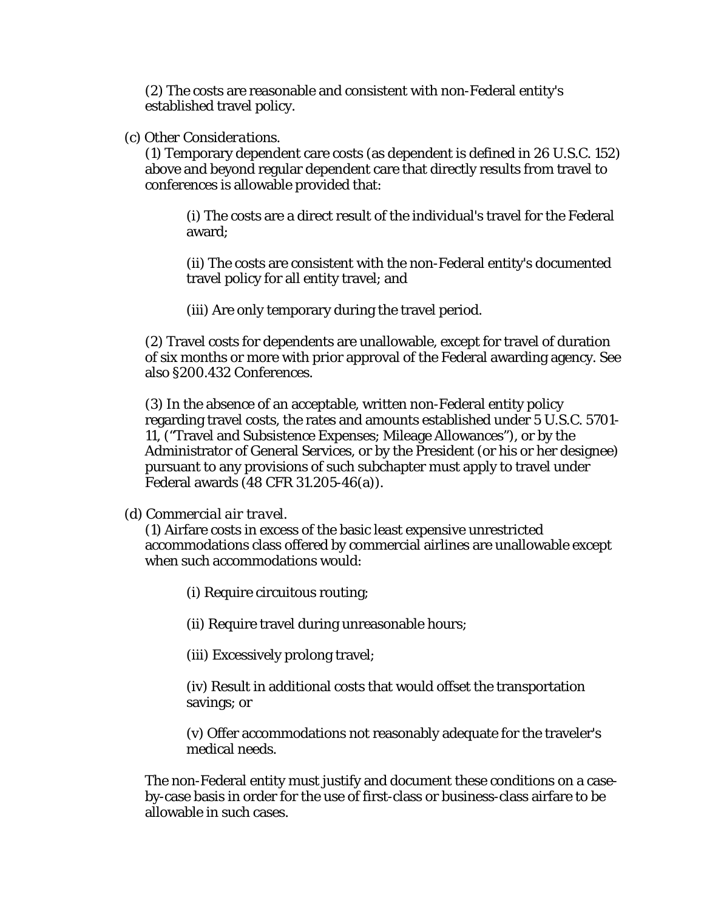(2) The costs are reasonable and consistent with non-Federal entity's established travel policy.

(c) *Other Considerations.*
(1) Temporary dependent care costs (as dependent is defined in 26 U.S.C. 152) above and beyond regular dependent care that directly results from travel to conferences is allowable provided that:

> (i) The costs are a direct result of the individual's travel for the Federal award;
>
> (ii) The costs are consistent with the non-Federal entity's documented travel policy for all entity travel; and
>
> (iii) Are only temporary during the travel period.

(2) Travel costs for dependents are unallowable, except for travel of duration of six months or more with prior approval of the Federal awarding agency. See also §200.432 Conferences.

(3) In the absence of an acceptable, written non-Federal entity policy regarding travel costs, the rates and amounts established under 5 U.S.C. 5701-11, ("Travel and Subsistence Expenses; Mileage Allowances"), or by the Administrator of General Services, or by the President (or his or her designee) pursuant to any provisions of such subchapter must apply to travel under Federal awards (48 CFR 31.205-46(a)).

(d) *Commercial air travel.*
(1) Airfare costs in excess of the basic least expensive unrestricted accommodations class offered by commercial airlines are unallowable except when such accommodations would:

> (i) Require circuitous routing;
>
> (ii) Require travel during unreasonable hours;
>
> (iii) Excessively prolong travel;
>
> (iv) Result in additional costs that would offset the transportation savings; or
>
> (v) Offer accommodations not reasonably adequate for the traveler's medical needs.

The non-Federal entity must justify and document these conditions on a case-by-case basis in order for the use of first-class or business-class airfare to be allowable in such cases.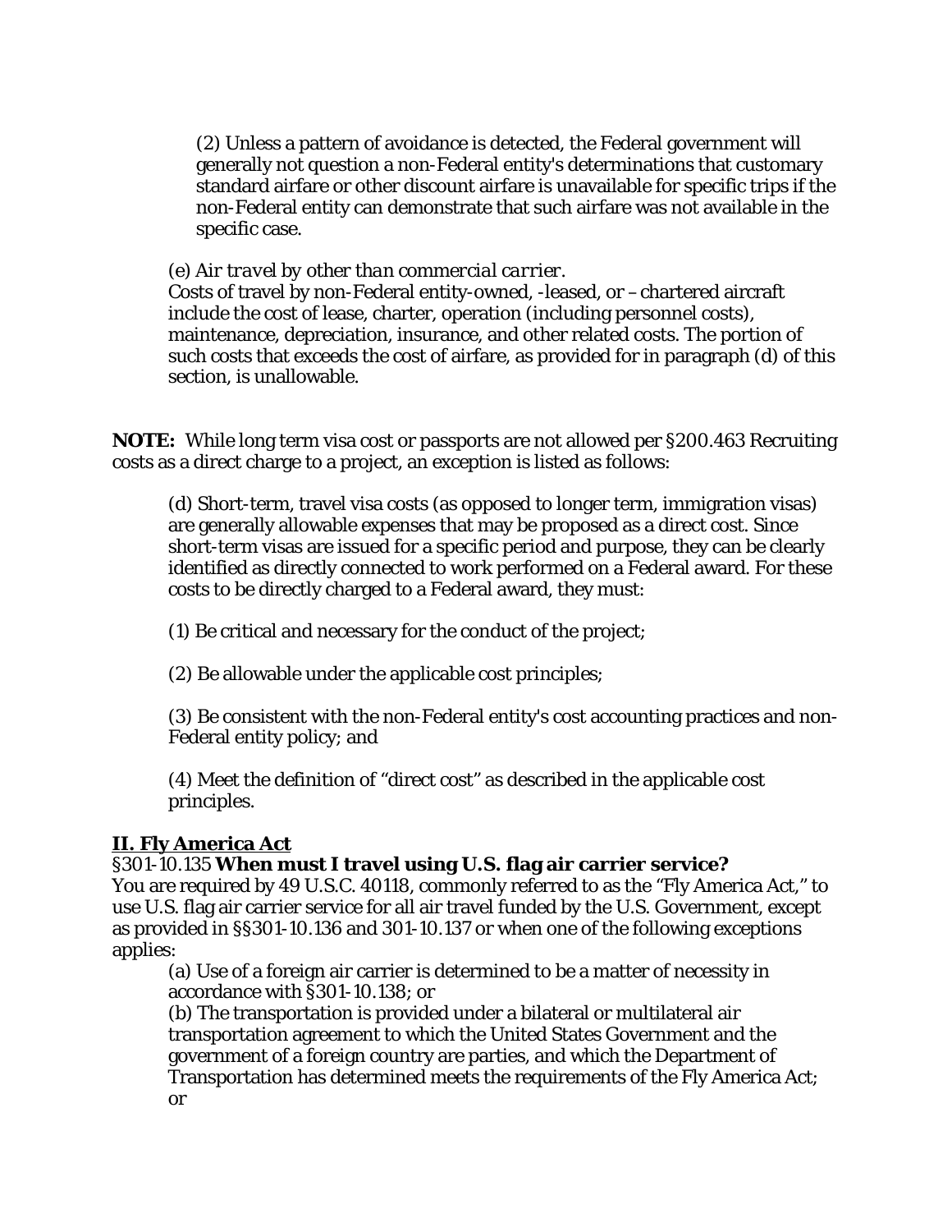(2) Unless a pattern of avoidance is detected, the Federal government will generally not question a non-Federal entity's determinations that customary standard airfare or other discount airfare is unavailable for specific trips if the non-Federal entity can demonstrate that such airfare was not available in the specific case.

(e) *Air travel by other than commercial carrier.*
Costs of travel by non-Federal entity-owned, -leased, or –chartered aircraft include the cost of lease, charter, operation (including personnel costs), maintenance, depreciation, insurance, and other related costs. The portion of such costs that exceeds the cost of airfare, as provided for in paragraph (d) of this section, is unallowable.

**NOTE:** While long term visa cost or passports are not allowed per §200.463 Recruiting costs as a direct charge to a project, an exception is listed as follows:

(d) Short-term, travel visa costs (as opposed to longer term, immigration visas) are generally allowable expenses that may be proposed as a direct cost. Since short-term visas are issued for a specific period and purpose, they can be clearly identified as directly connected to work performed on a Federal award. For these costs to be directly charged to a Federal award, they must:

(1) Be critical and necessary for the conduct of the project;

(2) Be allowable under the applicable cost principles;

(3) Be consistent with the non-Federal entity's cost accounting practices and non-Federal entity policy; and

(4) Meet the definition of "direct cost" as described in the applicable cost principles.

## II. Fly America Act

§301-10.135 **When must I travel using U.S. flag air carrier service?**
You are required by 49 U.S.C. 40118, commonly referred to as the "Fly America Act," to use U.S. flag air carrier service for all air travel funded by the U.S. Government, except as provided in §§301-10.136 and 301-10.137 or when one of the following exceptions applies:

(a) Use of a foreign air carrier is determined to be a matter of necessity in accordance with §301-10.138; or

(b) The transportation is provided under a bilateral or multilateral air transportation agreement to which the United States Government and the government of a foreign country are parties, and which the Department of Transportation has determined meets the requirements of the Fly America Act; or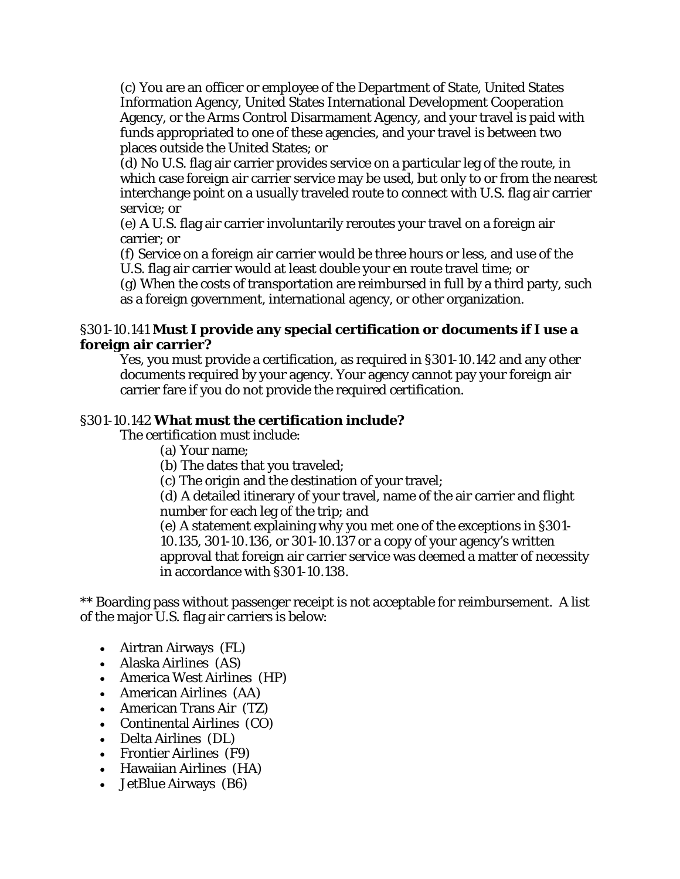(c) You are an officer or employee of the Department of State, United States Information Agency, United States International Development Cooperation Agency, or the Arms Control Disarmament Agency, and your travel is paid with funds appropriated to one of these agencies, and your travel is between two places outside the United States; or
(d) No U.S. flag air carrier provides service on a particular leg of the route, in which case foreign air carrier service may be used, but only to or from the nearest interchange point on a usually traveled route to connect with U.S. flag air carrier service; or
(e) A U.S. flag air carrier involuntarily reroutes your travel on a foreign air carrier; or
(f) Service on a foreign air carrier would be three hours or less, and use of the U.S. flag air carrier would at least double your en route travel time; or
(g) When the costs of transportation are reimbursed in full by a third party, such as a foreign government, international agency, or other organization.

§301-10.141 **Must I provide any special certification or documents if I use a foreign air carrier?**

Yes, you must provide a certification, as required in §301-10.142 and any other documents required by your agency. Your agency cannot pay your foreign air carrier fare if you do not provide the required certification.

§301-10.142 **What must the certification include?**

The certification must include:

(a) Your name;
(b) The dates that you traveled;
(c) The origin and the destination of your travel;
(d) A detailed itinerary of your travel, name of the air carrier and flight number for each leg of the trip; and
(e) A statement explaining why you met one of the exceptions in §301-10.135, 301-10.136, or 301-10.137 or a copy of your agency's written approval that foreign air carrier service was deemed a matter of necessity in accordance with §301-10.138.

** Boarding pass without passenger receipt is not acceptable for reimbursement. A list of the major U.S. flag air carriers is below:

- Airtran Airways (FL)
- Alaska Airlines (AS)
- America West Airlines (HP)
- American Airlines (AA)
- American Trans Air (TZ)
- Continental Airlines (CO)
- Delta Airlines (DL)
- Frontier Airlines (F9)
- Hawaiian Airlines (HA)
- JetBlue Airways (B6)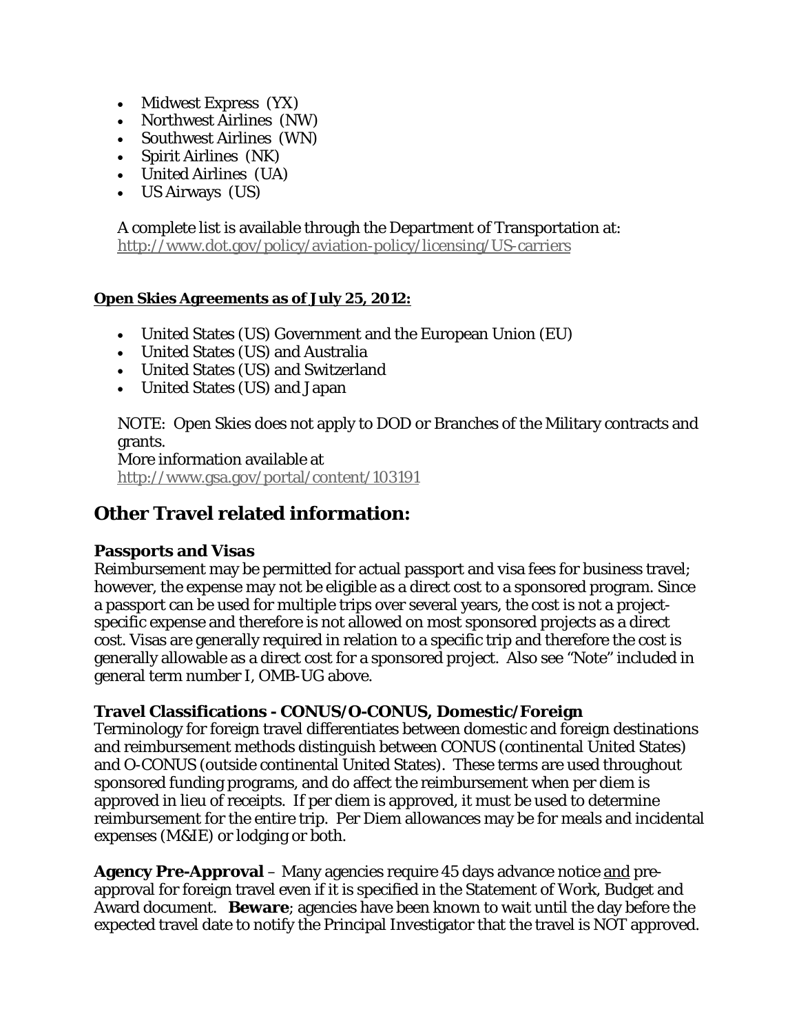- Midwest Express (YX)
- Northwest Airlines (NW)
- Southwest Airlines (WN)
- Spirit Airlines (NK)
- United Airlines (UA)
- US Airways (US)

A complete list is available through the Department of Transportation at: http://www.dot.gov/policy/aviation-policy/licensing/US-carriers

**Open Skies Agreements as of July 25, 2012:**

- United States (US) Government and the European Union (EU)
- United States (US) and Australia
- United States (US) and Switzerland
- United States (US) and Japan

NOTE: Open Skies does not apply to DOD or Branches of the Military contracts and grants.
More information available at
http://www.gsa.gov/portal/content/103191

## Other Travel related information:

### Passports and Visas

Reimbursement may be permitted for actual passport and visa fees for business travel; however, the expense may not be eligible as a direct cost to a sponsored program. Since a passport can be used for multiple trips over several years, the cost is not a project-specific expense and therefore is not allowed on most sponsored projects as a direct cost. Visas are generally required in relation to a specific trip and therefore the cost is generally allowable as a direct cost for a sponsored project. Also see "Note" included in general term number I, OMB-UG above.

### Travel Classifications - CONUS/O-CONUS, Domestic/Foreign

Terminology for foreign travel differentiates between domestic and foreign destinations and reimbursement methods distinguish between CONUS (continental United States) and O-CONUS (outside continental United States). These terms are used throughout sponsored funding programs, and do affect the reimbursement when per diem is approved in lieu of receipts. If per diem is approved, it must be used to determine reimbursement for the entire trip. Per Diem allowances may be for meals and incidental expenses (M&IE) or lodging or both.

**Agency Pre-Approval** – Many agencies require 45 days advance notice and pre-approval for foreign travel even if it is specified in the Statement of Work, Budget and Award document. **Beware**; agencies have been known to wait until the day before the expected travel date to notify the Principal Investigator that the travel is NOT approved.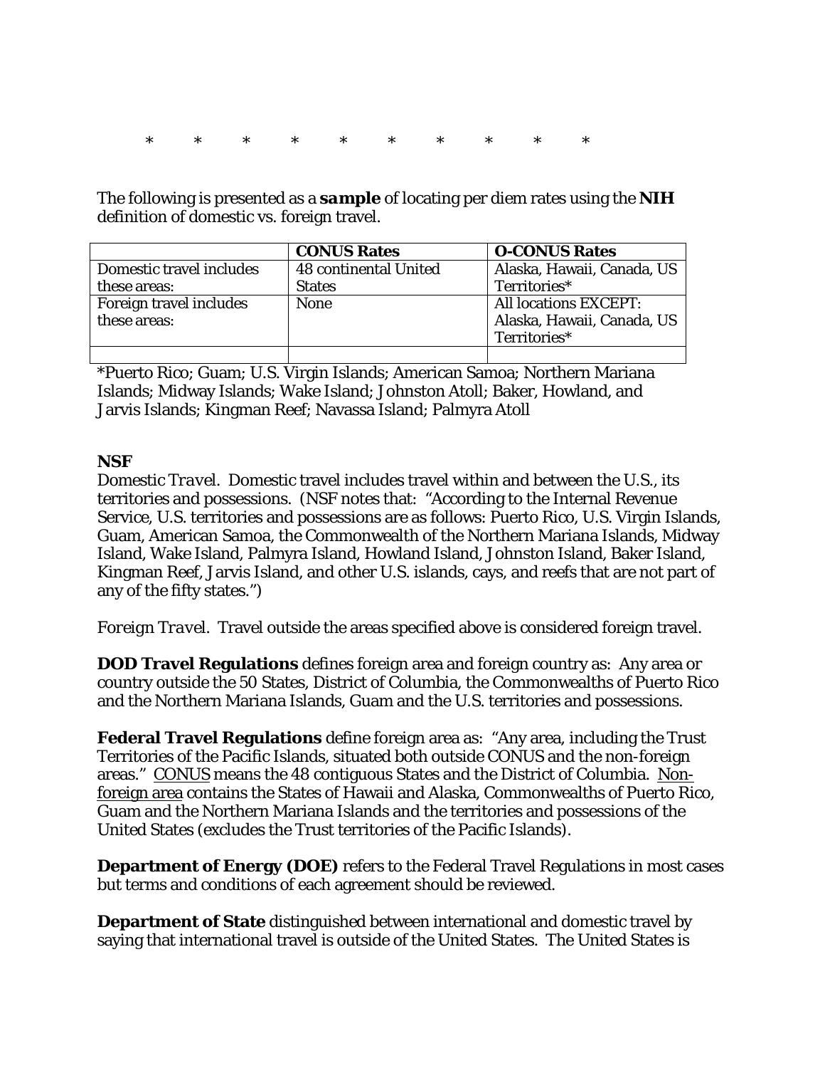\*          \*          \*          \*          \*          \*          \*          \*          \*          \*

The following is presented as a ***sample*** of locating per diem rates using the **NIH** definition of domestic vs. foreign travel.

| | **CONUS Rates** | **O-CONUS Rates** |
|---|---|---|
| Domestic travel includes these areas: | 48 continental United States | Alaska, Hawaii, Canada, US Territories* |
| Foreign travel includes these areas: | None | All locations EXCEPT: Alaska, Hawaii, Canada, US Territories* |
| | | |

*Puerto Rico; Guam; U.S. Virgin Islands; American Samoa; Northern Mariana Islands; Midway Islands; Wake Island; Johnston Atoll; Baker, Howland, and Jarvis Islands; Kingman Reef; Navassa Island; Palmyra Atoll

**NSF**
*Domestic Travel.* Domestic travel includes travel within and between the U.S., its territories and possessions. (NSF notes that: "According to the Internal Revenue Service, U.S. territories and possessions are as follows: Puerto Rico, U.S. Virgin Islands, Guam, American Samoa, the Commonwealth of the Northern Mariana Islands, Midway Island, Wake Island, Palmyra Island, Howland Island, Johnston Island, Baker Island, Kingman Reef, Jarvis Island, and other U.S. islands, cays, and reefs that are not part of any of the fifty states.")

*Foreign Travel.* Travel outside the areas specified above is considered foreign travel.

**DOD Travel Regulations** defines foreign area and foreign country as: Any area or country outside the 50 States, District of Columbia, the Commonwealths of Puerto Rico and the Northern Mariana Islands, Guam and the U.S. territories and possessions.

**Federal Travel Regulations** define foreign area as: "Any area, including the Trust Territories of the Pacific Islands, situated both outside CONUS and the non-foreign areas." CONUS means the 48 contiguous States and the District of Columbia. Non-foreign area contains the States of Hawaii and Alaska, Commonwealths of Puerto Rico, Guam and the Northern Mariana Islands and the territories and possessions of the United States (excludes the Trust territories of the Pacific Islands).

**Department of Energy (DOE)** refers to the Federal Travel Regulations in most cases but terms and conditions of each agreement should be reviewed.

**Department of State** distinguished between international and domestic travel by saying that international travel is outside of the United States. The United States is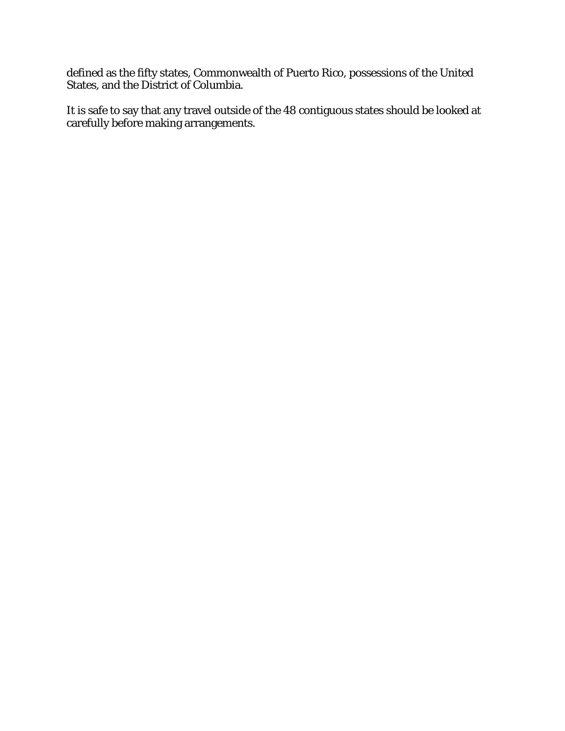defined as the fifty states, Commonwealth of Puerto Rico, possessions of the United States, and the District of Columbia.

It is safe to say that any travel outside of the 48 contiguous states should be looked at carefully before making arrangements.